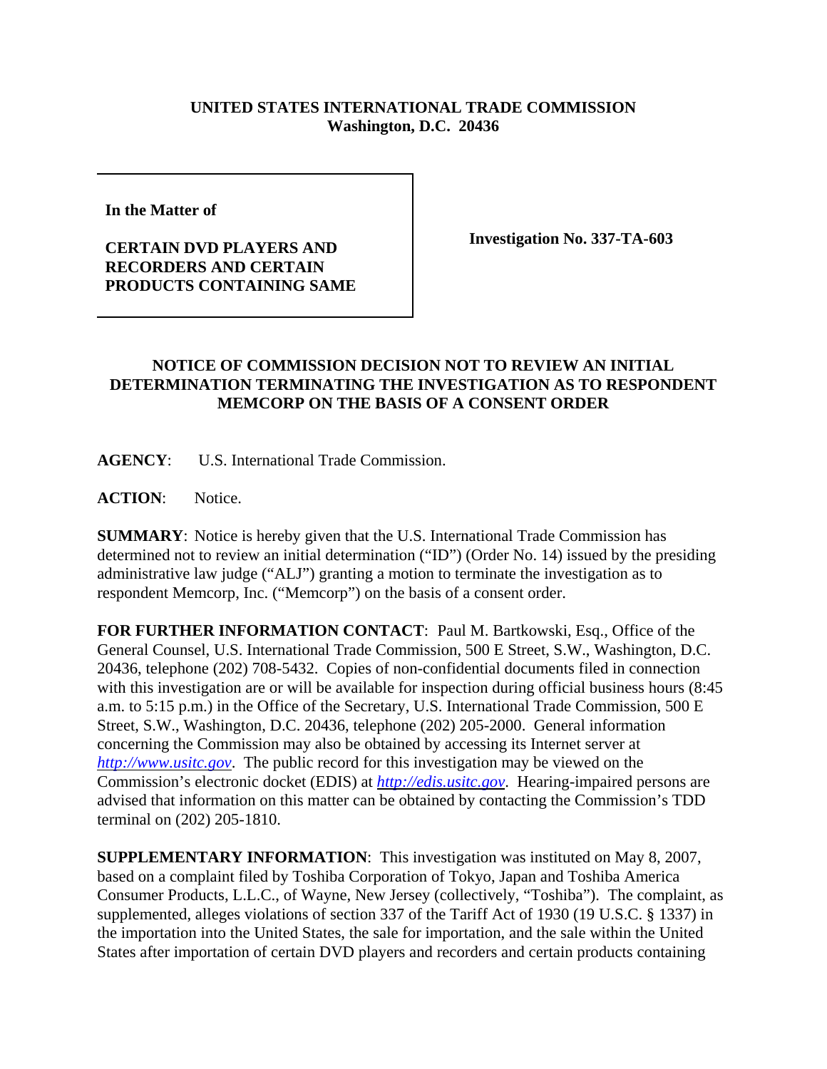**UNITED STATES INTERNATIONAL TRADE COMMISSION**
**Washington, D.C. 20436**

| In the Matter of | |
|---|---|
| **CERTAIN DVD PLAYERS AND RECORDERS AND CERTAIN PRODUCTS CONTAINING SAME** | **Investigation No. 337-TA-603** |

## NOTICE OF COMMISSION DECISION NOT TO REVIEW AN INITIAL DETERMINATION TERMINATING THE INVESTIGATION AS TO RESPONDENT MEMCORP ON THE BASIS OF A CONSENT ORDER

**AGENCY**: U.S. International Trade Commission.

**ACTION**: Notice.

**SUMMARY**: Notice is hereby given that the U.S. International Trade Commission has determined not to review an initial determination ("ID") (Order No. 14) issued by the presiding administrative law judge ("ALJ") granting a motion to terminate the investigation as to respondent Memcorp, Inc. ("Memcorp") on the basis of a consent order.

**FOR FURTHER INFORMATION CONTACT**: Paul M. Bartkowski, Esq., Office of the General Counsel, U.S. International Trade Commission, 500 E Street, S.W., Washington, D.C. 20436, telephone (202) 708-5432. Copies of non-confidential documents filed in connection with this investigation are or will be available for inspection during official business hours (8:45 a.m. to 5:15 p.m.) in the Office of the Secretary, U.S. International Trade Commission, 500 E Street, S.W., Washington, D.C. 20436, telephone (202) 205-2000. General information concerning the Commission may also be obtained by accessing its Internet server at *http://www.usitc.gov*. The public record for this investigation may be viewed on the Commission's electronic docket (EDIS) at *http://edis.usitc.gov*. Hearing-impaired persons are advised that information on this matter can be obtained by contacting the Commission's TDD terminal on (202) 205-1810.

**SUPPLEMENTARY INFORMATION**: This investigation was instituted on May 8, 2007, based on a complaint filed by Toshiba Corporation of Tokyo, Japan and Toshiba America Consumer Products, L.L.C., of Wayne, New Jersey (collectively, "Toshiba"). The complaint, as supplemented, alleges violations of section 337 of the Tariff Act of 1930 (19 U.S.C. § 1337) in the importation into the United States, the sale for importation, and the sale within the United States after importation of certain DVD players and recorders and certain products containing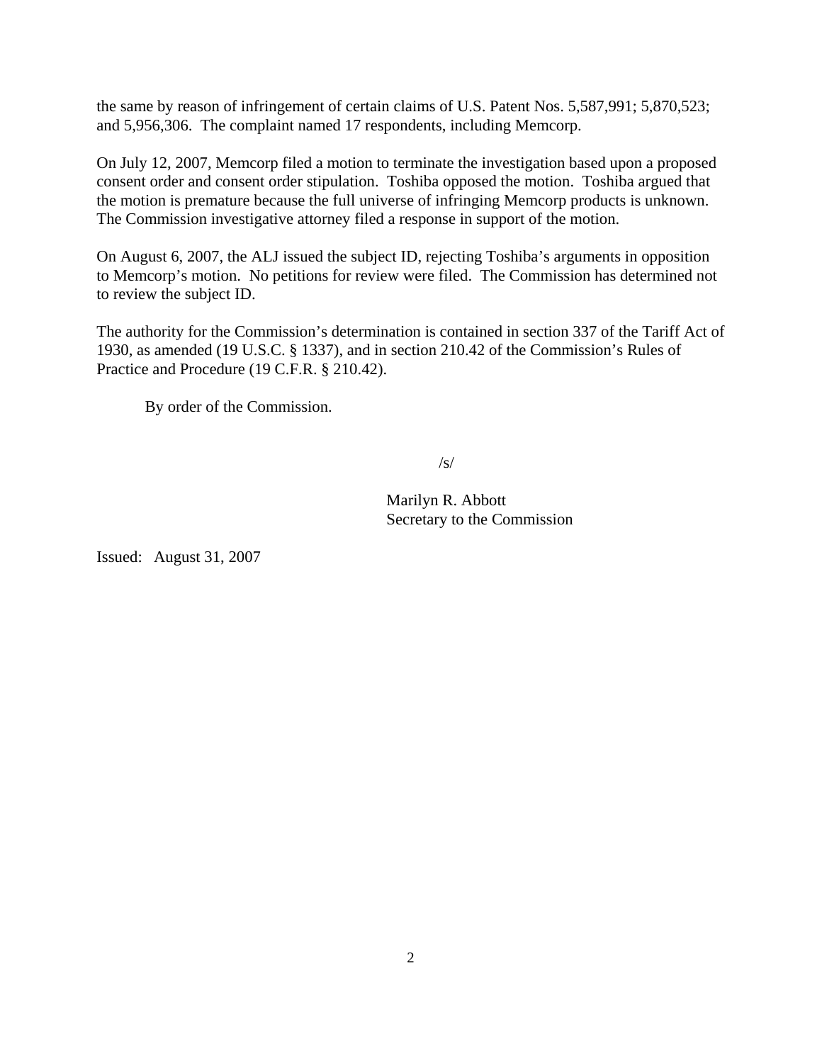the same by reason of infringement of certain claims of U.S. Patent Nos. 5,587,991; 5,870,523; and 5,956,306. The complaint named 17 respondents, including Memcorp.

On July 12, 2007, Memcorp filed a motion to terminate the investigation based upon a proposed consent order and consent order stipulation. Toshiba opposed the motion. Toshiba argued that the motion is premature because the full universe of infringing Memcorp products is unknown. The Commission investigative attorney filed a response in support of the motion.

On August 6, 2007, the ALJ issued the subject ID, rejecting Toshiba's arguments in opposition to Memcorp's motion. No petitions for review were filed. The Commission has determined not to review the subject ID.

The authority for the Commission's determination is contained in section 337 of the Tariff Act of 1930, as amended (19 U.S.C. § 1337), and in section 210.42 of the Commission's Rules of Practice and Procedure (19 C.F.R. § 210.42).

By order of the Commission.

/s/

Marilyn R. Abbott
Secretary to the Commission

Issued: August 31, 2007